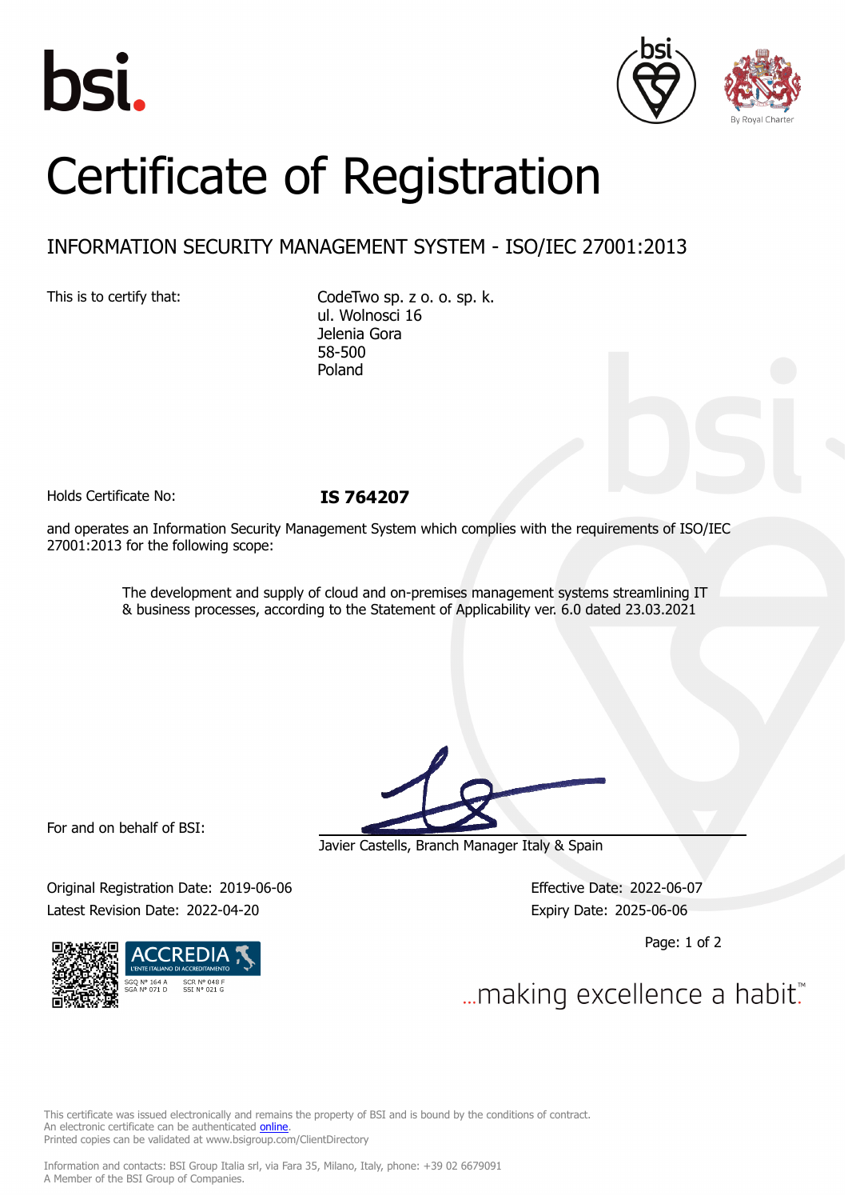# Certificate of Registration

## INFORMATION SECURITY MANAGEMENT SYSTEM - ISO/IEC 27001:2013

This is to certify that:

CodeTwo sp. z o. o. sp. k.
ul. Wolnosci 16
Jelenia Gora
58-500
Poland

Holds Certificate No: **IS 764207**

and operates an Information Security Management System which complies with the requirements of ISO/IEC 27001:2013 for the following scope:

The development and supply of cloud and on-premises management systems streamlining IT & business processes, according to the Statement of Applicability ver. 6.0 dated 23.03.2021

For and on behalf of BSI:

Javier Castells, Branch Manager Italy & Spain

Original Registration Date: 2019-06-06
Latest Revision Date: 2022-04-20

Effective Date: 2022-06-07
Expiry Date: 2025-06-06

ACCREDIA
L'ENTE ITALIANO DI ACCREDITAMENTO
SGQ N° 164 A SCR N° 048 F
SGA N° 071 D SSI N° 021 G

...making excellence a habit.™

This certificate was issued electronically and remains the property of BSI and is bound by the conditions of contract.
An electronic certificate can be authenticated online.
Printed copies can be validated at www.bsigroup.com/ClientDirectory

Information and contacts: BSI Group Italia srl, via Fara 35, Milano, Italy, phone: +39 02 6679091
A Member of the BSI Group of Companies.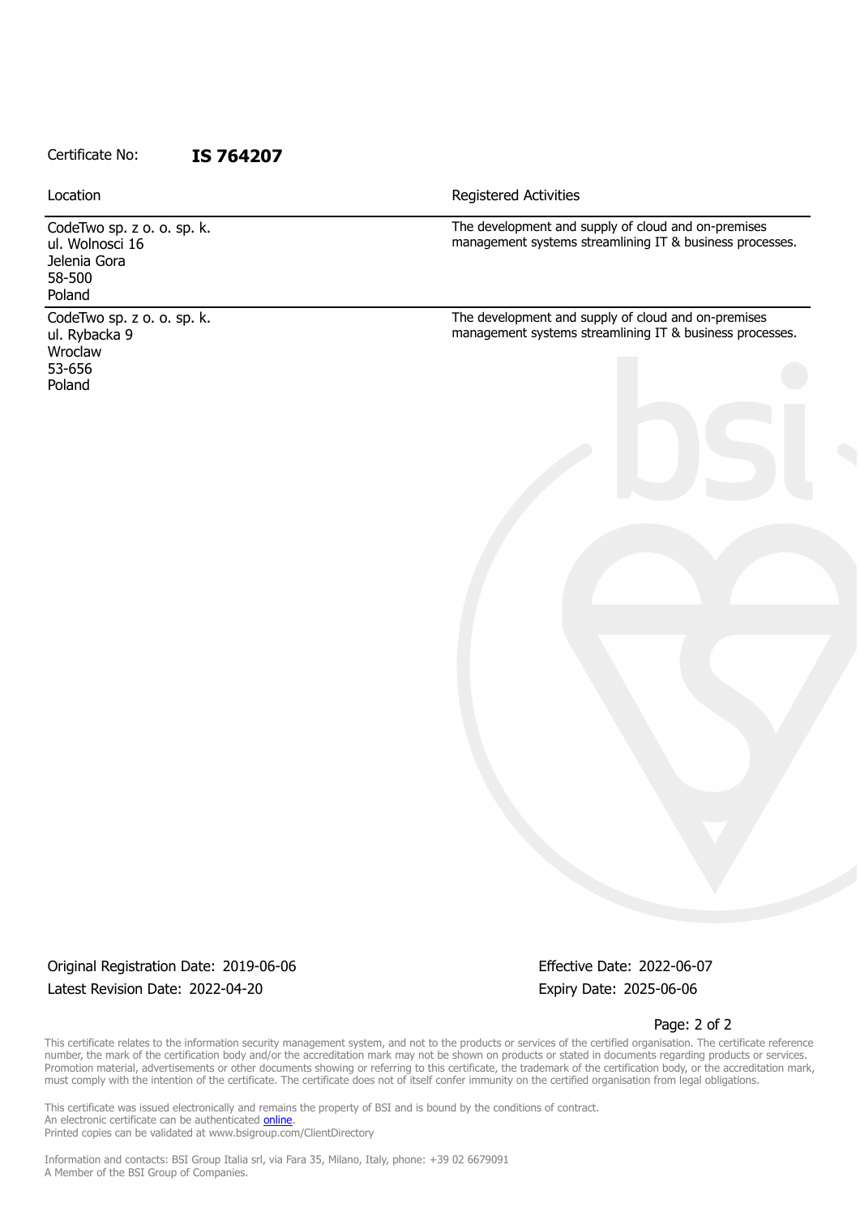Certificate No: **IS 764207**

| Location | Registered Activities |
| --- | --- |
| CodeTwo sp. z o. o. sp. k.<br>ul. Wolnosci 16<br>Jelenia Gora<br>58-500<br>Poland | The development and supply of cloud and on-premises management systems streamlining IT & business processes. |
| CodeTwo sp. z o. o. sp. k.<br>ul. Rybacka 9<br>Wroclaw<br>53-656<br>Poland | The development and supply of cloud and on-premises management systems streamlining IT & business processes. |

Original Registration Date: 2019-06-06

Latest Revision Date: 2022-04-20

Effective Date: 2022-06-07

Expiry Date: 2025-06-06

This certificate relates to the information security management system, and not to the products or services of the certified organisation. The certificate reference number, the mark of the certification body and/or the accreditation mark may not be shown on products or stated in documents regarding products or services. Promotion material, advertisements or other documents showing or referring to this certificate, the trademark of the certification body, or the accreditation mark, must comply with the intention of the certificate. The certificate does not of itself confer immunity on the certified organisation from legal obligations.

This certificate was issued electronically and remains the property of BSI and is bound by the conditions of contract.
An electronic certificate can be authenticated online.
Printed copies can be validated at www.bsigroup.com/ClientDirectory

Information and contacts: BSI Group Italia srl, via Fara 35, Milano, Italy, phone: +39 02 6679091
A Member of the BSI Group of Companies.